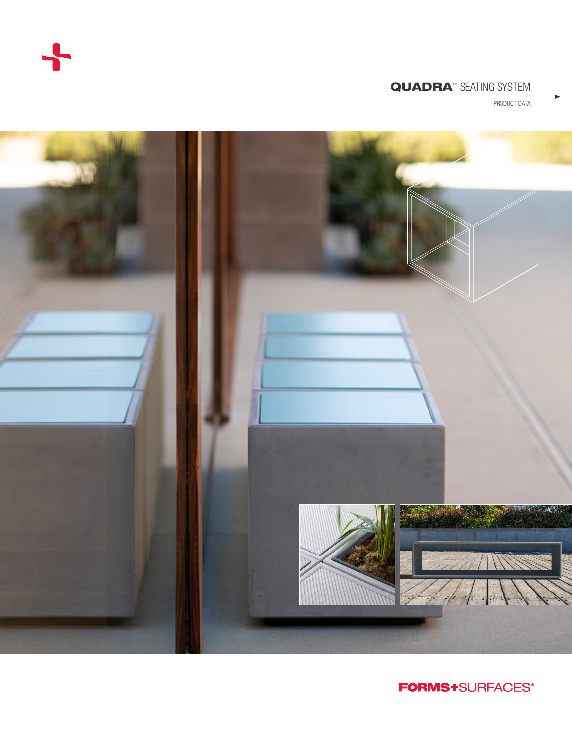# QUADRA™ SEATING SYSTEM

PRODUCT DATA

FORMS+SURFACES®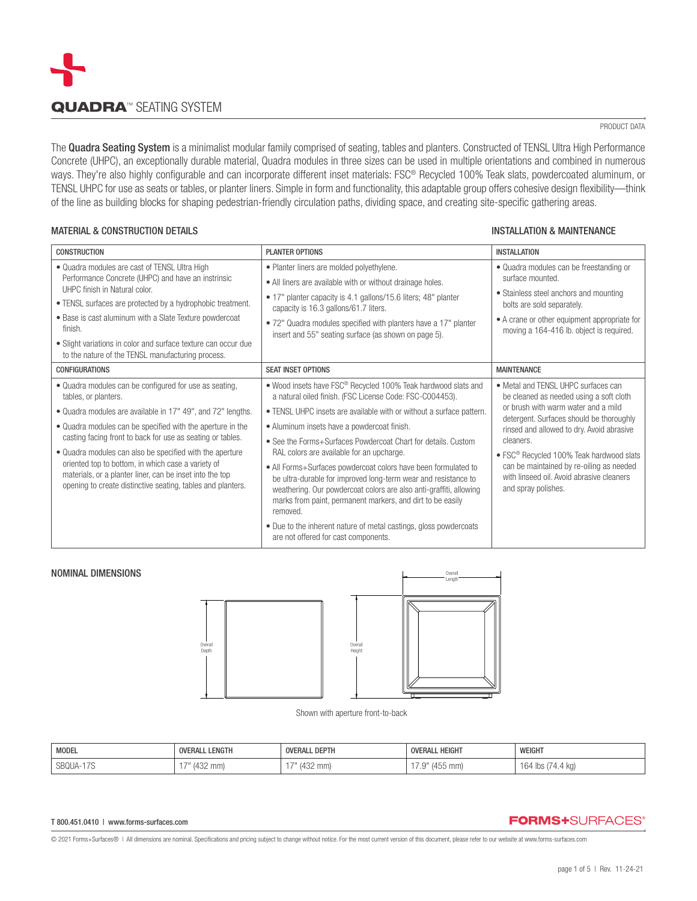# QUADRA™ SEATING SYSTEM

PRODUCT DATA

The **Quadra Seating System** is a minimalist modular family comprised of seating, tables and planters. Constructed of TENSL Ultra High Performance Concrete (UHPC), an exceptionally durable material, Quadra modules in three sizes can be used in multiple orientations and combined in numerous ways. They're also highly configurable and can incorporate different inset materials: FSC® Recycled 100% Teak slats, powdercoated aluminum, or TENSL UHPC for use as seats or tables, or planter liners. Simple in form and functionality, this adaptable group offers cohesive design flexibility—think of the line as building blocks for shaping pedestrian-friendly circulation paths, dividing space, and creating site-specific gathering areas.

## MATERIAL & CONSTRUCTION DETAILS

### CONSTRUCTION

- Quadra modules are cast of TENSL Ultra High Performance Concrete (UHPC) and have an instrinsic UHPC finish in Natural color.
- TENSL surfaces are protected by a hydrophobic treatment.
- Base is cast aluminum with a Slate Texture powdercoat finish.
- Slight variations in color and surface texture can occur due to the nature of the TENSL manufacturing process.

### PLANTER OPTIONS

- Planter liners are molded polyethylene.
- All liners are available with or without drainage holes.
- 17" planter capacity is 4.1 gallons/15.6 liters; 48" planter capacity is 16.3 gallons/61.7 liters.
- 72" Quadra modules specified with planters have a 17" planter insert and 55" seating surface (as shown on page 5).

### CONFIGURATIONS

- Quadra modules can be configured for use as seating, tables, or planters.
- Quadra modules are available in 17" 49", and 72" lengths.
- Quadra modules can be specified with the aperture in the casting facing front to back for use as seating or tables.
- Quadra modules can also be specified with the aperture oriented top to bottom, in which case a variety of materials, or a planter liner, can be inset into the top opening to create distinctive seating, tables and planters.

### SEAT INSET OPTIONS

- Wood insets have FSC® Recycled 100% Teak hardwood slats and a natural oiled finish. (FSC License Code: FSC-C004453).
- TENSL UHPC insets are available with or without a surface pattern.
- Aluminum insets have a powdercoat finish.
- See the Forms+Surfaces Powdercoat Chart for details. Custom RAL colors are available for an upcharge.
- All Forms+Surfaces powdercoat colors have been formulated to be ultra-durable for improved long-term wear and resistance to weathering. Our powdercoat colors are also anti-graffiti, allowing marks from paint, permanent markers, and dirt to be easily removed.
- Due to the inherent nature of metal castings, gloss powdercoats are not offered for cast components.

## INSTALLATION & MAINTENANCE

### INSTALLATION

- Quadra modules can be freestanding or surface mounted.
- Stainless steel anchors and mounting bolts are sold separately.
- A crane or other equipment appropriate for moving a 164-416 lb. object is required.

### MAINTENANCE

- Metal and TENSL UHPC surfaces can be cleaned as needed using a soft cloth or brush with warm water and a mild detergent. Surfaces should be thoroughly rinsed and allowed to dry. Avoid abrasive cleaners.
- FSC® Recycled 100% Teak hardwood slats can be maintained by re-oiling as needed with linseed oil. Avoid abrasive cleaners and spray polishes.

## NOMINAL DIMENSIONS

Shown with aperture front-to-back

| MODEL | OVERALL LENGTH | OVERALL DEPTH | OVERALL HEIGHT | WEIGHT |
| --- | --- | --- | --- | --- |
| SBQUA-17S | 17" (432 mm) | 17" (432 mm) | 17.9" (455 mm) | 164 lbs (74.4 kg) |

T 800.451.0410 | www.forms-surfaces.com

FORMS+SURFACES®

© 2021 Forms+Surfaces® | All dimensions are nominal. Specifications and pricing subject to change without notice. For the most current version of this document, please refer to our website at www.forms-surfaces.com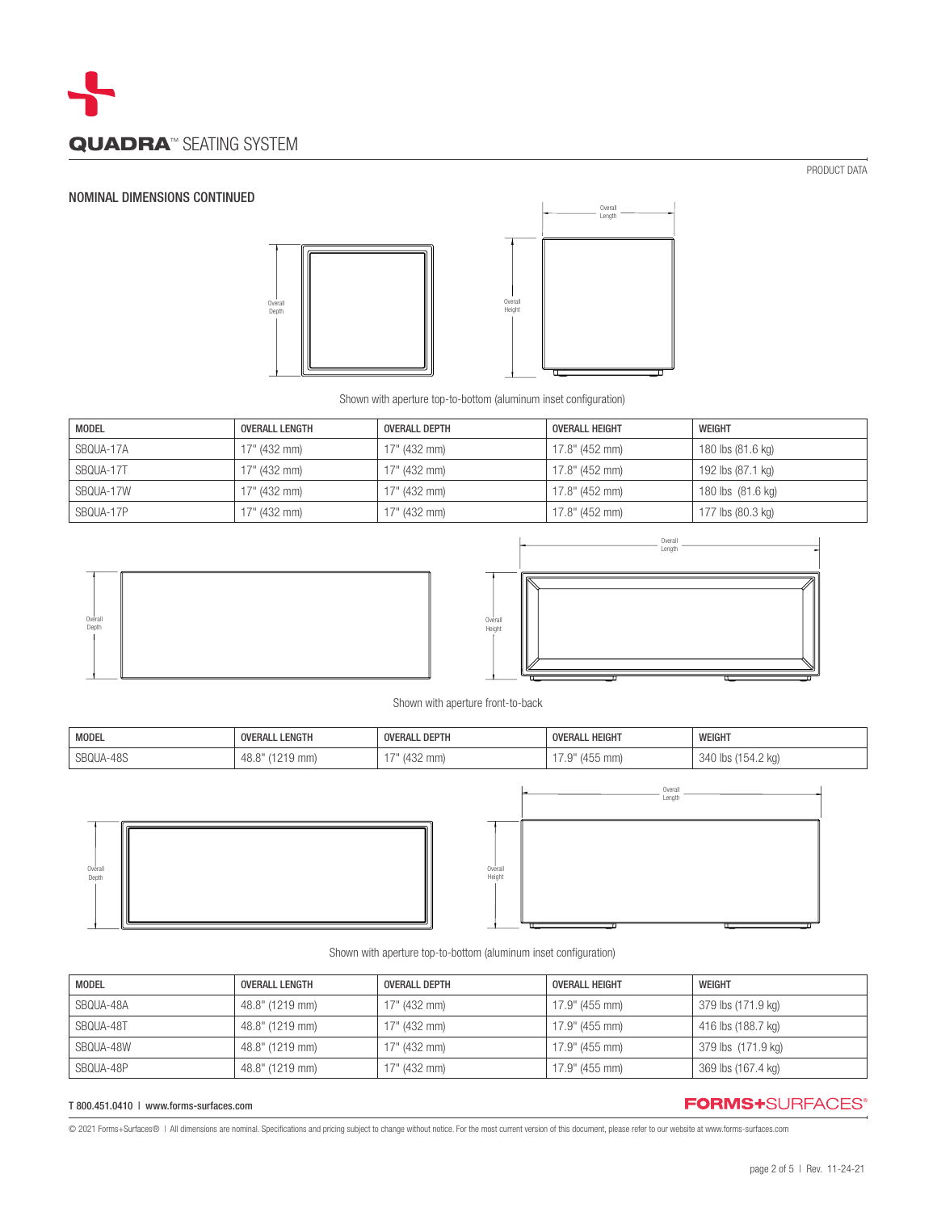# QUADRA™ SEATING SYSTEM

PRODUCT DATA

## NOMINAL DIMENSIONS CONTINUED

Overall Depth

Overall Height

Overall Length

Shown with aperture top-to-bottom (aluminum inset configuration)

| MODEL | OVERALL LENGTH | OVERALL DEPTH | OVERALL HEIGHT | WEIGHT |
|---|---|---|---|---|
| SBQUA-17A | 17" (432 mm) | 17" (432 mm) | 17.8" (452 mm) | 180 lbs (81.6 kg) |
| SBQUA-17T | 17" (432 mm) | 17" (432 mm) | 17.8" (452 mm) | 192 lbs (87.1 kg) |
| SBQUA-17W | 17" (432 mm) | 17" (432 mm) | 17.8" (452 mm) | 180 lbs (81.6 kg) |
| SBQUA-17P | 17" (432 mm) | 17" (432 mm) | 17.8" (452 mm) | 177 lbs (80.3 kg) |

Overall Depth

Overall Height

Overall Length

Shown with aperture front-to-back

| MODEL | OVERALL LENGTH | OVERALL DEPTH | OVERALL HEIGHT | WEIGHT |
|---|---|---|---|---|
| SBQUA-48S | 48.8" (1219 mm) | 17" (432 mm) | 17.9" (455 mm) | 340 lbs (154.2 kg) |

Overall Depth

Overall Height

Overall Length

Shown with aperture top-to-bottom (aluminum inset configuration)

| MODEL | OVERALL LENGTH | OVERALL DEPTH | OVERALL HEIGHT | WEIGHT |
|---|---|---|---|---|
| SBQUA-48A | 48.8" (1219 mm) | 17" (432 mm) | 17.9" (455 mm) | 379 lbs (171.9 kg) |
| SBQUA-48T | 48.8" (1219 mm) | 17" (432 mm) | 17.9" (455 mm) | 416 lbs (188.7 kg) |
| SBQUA-48W | 48.8" (1219 mm) | 17" (432 mm) | 17.9" (455 mm) | 379 lbs (171.9 kg) |
| SBQUA-48P | 48.8" (1219 mm) | 17" (432 mm) | 17.9" (455 mm) | 369 lbs (167.4 kg) |

T 800.451.0410 | www.forms-surfaces.com

FORMS+SURFACES®

© 2021 Forms+Surfaces® | All dimensions are nominal. Specifications and pricing subject to change without notice. For the most current version of this document, please refer to our website at www.forms-surfaces.com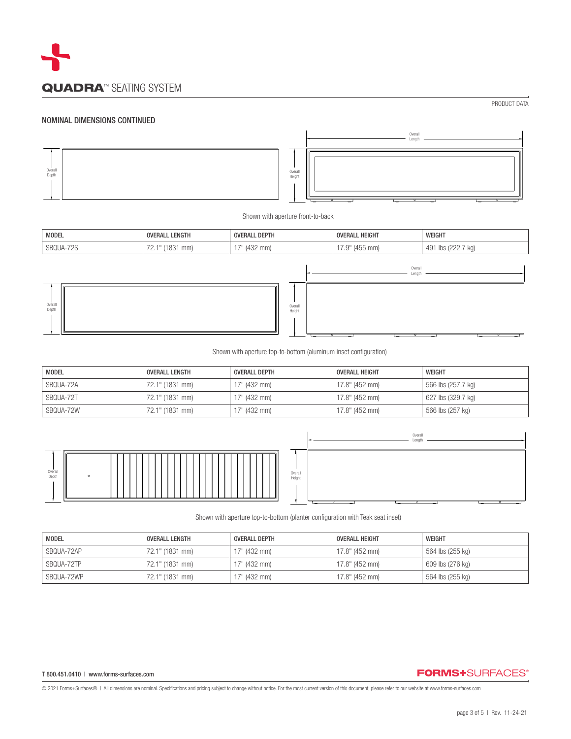# QUADRA™ SEATING SYSTEM

PRODUCT DATA

## NOMINAL DIMENSIONS CONTINUED

Overall Depth

Overall Height

Overall Length

Shown with aperture front-to-back

| MODEL | OVERALL LENGTH | OVERALL DEPTH | OVERALL HEIGHT | WEIGHT |
|---|---|---|---|---|
| SBQUA-72S | 72.1" (1831 mm) | 17" (432 mm) | 17.9" (455 mm) | 491 lbs (222.7 kg) |

Overall Depth

Overall Height

Overall Length

Shown with aperture top-to-bottom (aluminum inset configuration)

| MODEL | OVERALL LENGTH | OVERALL DEPTH | OVERALL HEIGHT | WEIGHT |
|---|---|---|---|---|
| SBQUA-72A | 72.1" (1831 mm) | 17" (432 mm) | 17.8" (452 mm) | 566 lbs (257.7 kg) |
| SBQUA-72T | 72.1" (1831 mm) | 17" (432 mm) | 17.8" (452 mm) | 627 lbs (329.7 kg) |
| SBQUA-72W | 72.1" (1831 mm) | 17" (432 mm) | 17.8" (452 mm) | 566 lbs (257 kg) |

Overall Depth

Overall Height

Overall Length

Shown with aperture top-to-bottom (planter configuration with Teak seat inset)

| MODEL | OVERALL LENGTH | OVERALL DEPTH | OVERALL HEIGHT | WEIGHT |
|---|---|---|---|---|
| SBQUA-72AP | 72.1" (1831 mm) | 17" (432 mm) | 17.8" (452 mm) | 564 lbs (255 kg) |
| SBQUA-72TP | 72.1" (1831 mm) | 17" (432 mm) | 17.8" (452 mm) | 609 lbs (276 kg) |
| SBQUA-72WP | 72.1" (1831 mm) | 17" (432 mm) | 17.8" (452 mm) | 564 lbs (255 kg) |

T 800.451.0410 | www.forms-surfaces.com

FORMS+SURFACES®

© 2021 Forms+Surfaces® | All dimensions are nominal. Specifications and pricing subject to change without notice. For the most current version of this document, please refer to our website at www.forms-surfaces.com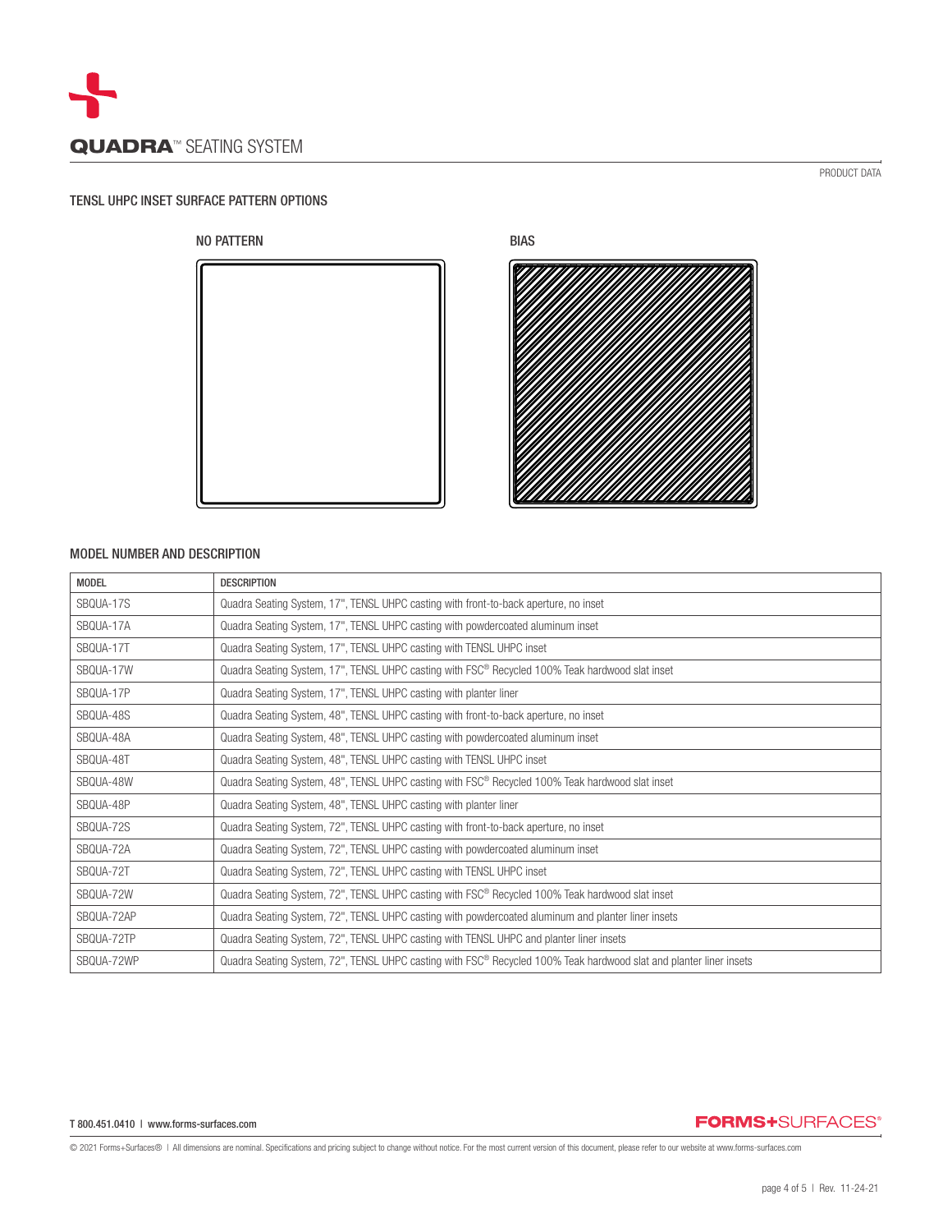# QUADRA™ SEATING SYSTEM

PRODUCT DATA

## TENSL UHPC INSET SURFACE PATTERN OPTIONS

NO PATTERN

BIAS

## MODEL NUMBER AND DESCRIPTION

| MODEL | DESCRIPTION |
|---|---|
| SBQUA-17S | Quadra Seating System, 17", TENSL UHPC casting with front-to-back aperture, no inset |
| SBQUA-17A | Quadra Seating System, 17", TENSL UHPC casting with powdercoated aluminum inset |
| SBQUA-17T | Quadra Seating System, 17", TENSL UHPC casting with TENSL UHPC inset |
| SBQUA-17W | Quadra Seating System, 17", TENSL UHPC casting with FSC® Recycled 100% Teak hardwood slat inset |
| SBQUA-17P | Quadra Seating System, 17", TENSL UHPC casting with planter liner |
| SBQUA-48S | Quadra Seating System, 48", TENSL UHPC casting with front-to-back aperture, no inset |
| SBQUA-48A | Quadra Seating System, 48", TENSL UHPC casting with powdercoated aluminum inset |
| SBQUA-48T | Quadra Seating System, 48", TENSL UHPC casting with TENSL UHPC inset |
| SBQUA-48W | Quadra Seating System, 48", TENSL UHPC casting with FSC® Recycled 100% Teak hardwood slat inset |
| SBQUA-48P | Quadra Seating System, 48", TENSL UHPC casting with planter liner |
| SBQUA-72S | Quadra Seating System, 72", TENSL UHPC casting with front-to-back aperture, no inset |
| SBQUA-72A | Quadra Seating System, 72", TENSL UHPC casting with powdercoated aluminum inset |
| SBQUA-72T | Quadra Seating System, 72", TENSL UHPC casting with TENSL UHPC inset |
| SBQUA-72W | Quadra Seating System, 72", TENSL UHPC casting with FSC® Recycled 100% Teak hardwood slat inset |
| SBQUA-72AP | Quadra Seating System, 72", TENSL UHPC casting with powdercoated aluminum and planter liner insets |
| SBQUA-72TP | Quadra Seating System, 72", TENSL UHPC casting with TENSL UHPC and planter liner insets |
| SBQUA-72WP | Quadra Seating System, 72", TENSL UHPC casting with FSC® Recycled 100% Teak hardwood slat and planter liner insets |

T 800.451.0410 | www.forms-surfaces.com

FORMS+SURFACES®

© 2021 Forms+Surfaces® | All dimensions are nominal. Specifications and pricing subject to change without notice. For the most current version of this document, please refer to our website at www.forms-surfaces.com

Rev. 11-24-21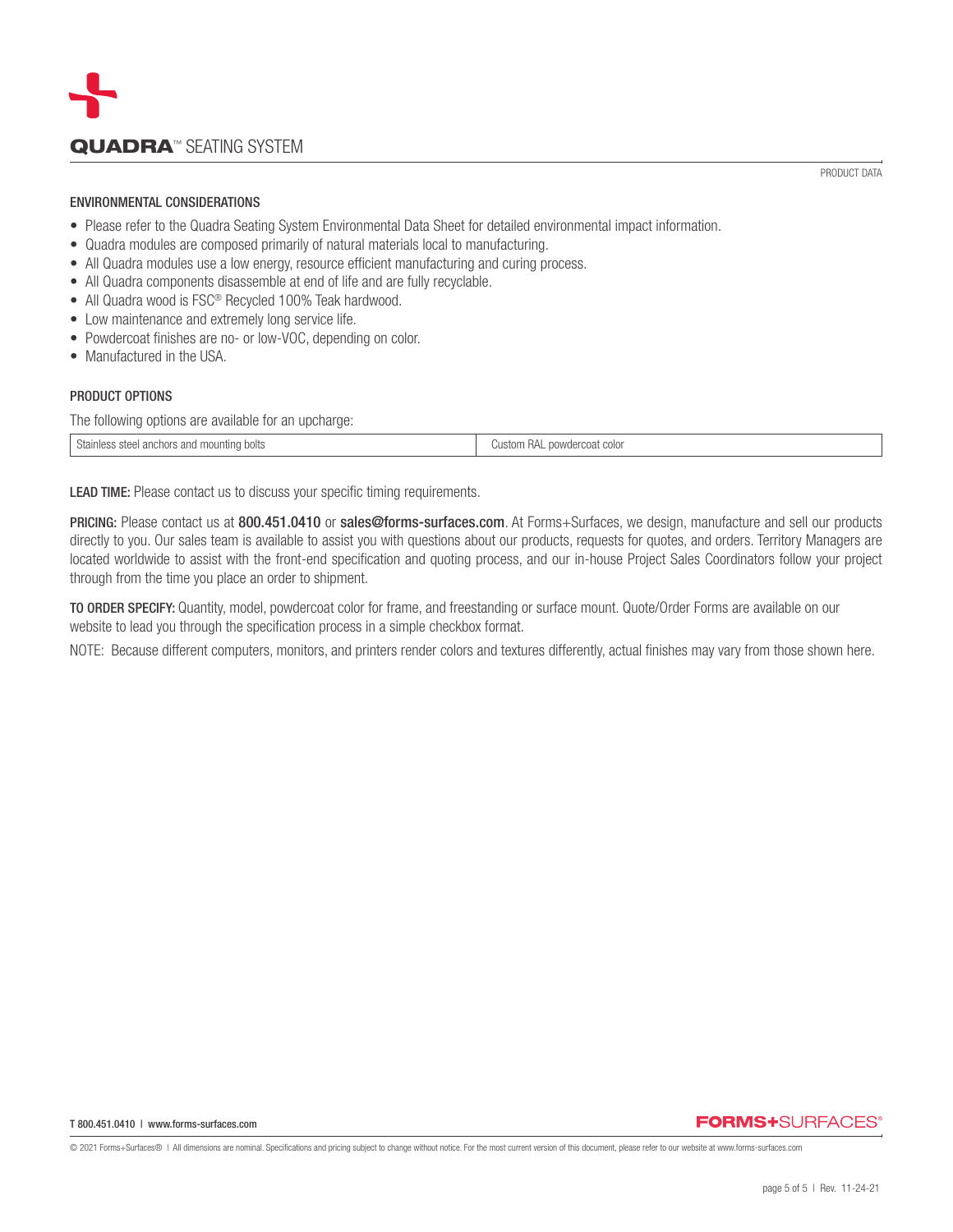## ENVIRONMENTAL CONSIDERATIONS

- Please refer to the Quadra Seating System Environmental Data Sheet for detailed environmental impact information.
- Quadra modules are composed primarily of natural materials local to manufacturing.
- All Quadra modules use a low energy, resource efficient manufacturing and curing process.
- All Quadra components disassemble at end of life and are fully recyclable.
- All Quadra wood is FSC® Recycled 100% Teak hardwood.
- Low maintenance and extremely long service life.
- Powdercoat finishes are no- or low-VOC, depending on color.
- Manufactured in the USA.

## PRODUCT OPTIONS

The following options are available for an upcharge:

| | |
|---|---|
| Stainless steel anchors and mounting bolts | Custom RAL powdercoat color |

**LEAD TIME:** Please contact us to discuss your specific timing requirements.

**PRICING:** Please contact us at **800.451.0410** or **sales@forms-surfaces.com**. At Forms+Surfaces, we design, manufacture and sell our products directly to you. Our sales team is available to assist you with questions about our products, requests for quotes, and orders. Territory Managers are located worldwide to assist with the front-end specification and quoting process, and our in-house Project Sales Coordinators follow your project through from the time you place an order to shipment.

**TO ORDER SPECIFY:** Quantity, model, powdercoat color for frame, and freestanding or surface mount. Quote/Order Forms are available on our website to lead you through the specification process in a simple checkbox format.

NOTE: Because different computers, monitors, and printers render colors and textures differently, actual finishes may vary from those shown here.

© 2021 Forms+Surfaces® | All dimensions are nominal. Specifications and pricing subject to change without notice. For the most current version of this document, please refer to our website at www.forms-surfaces.com